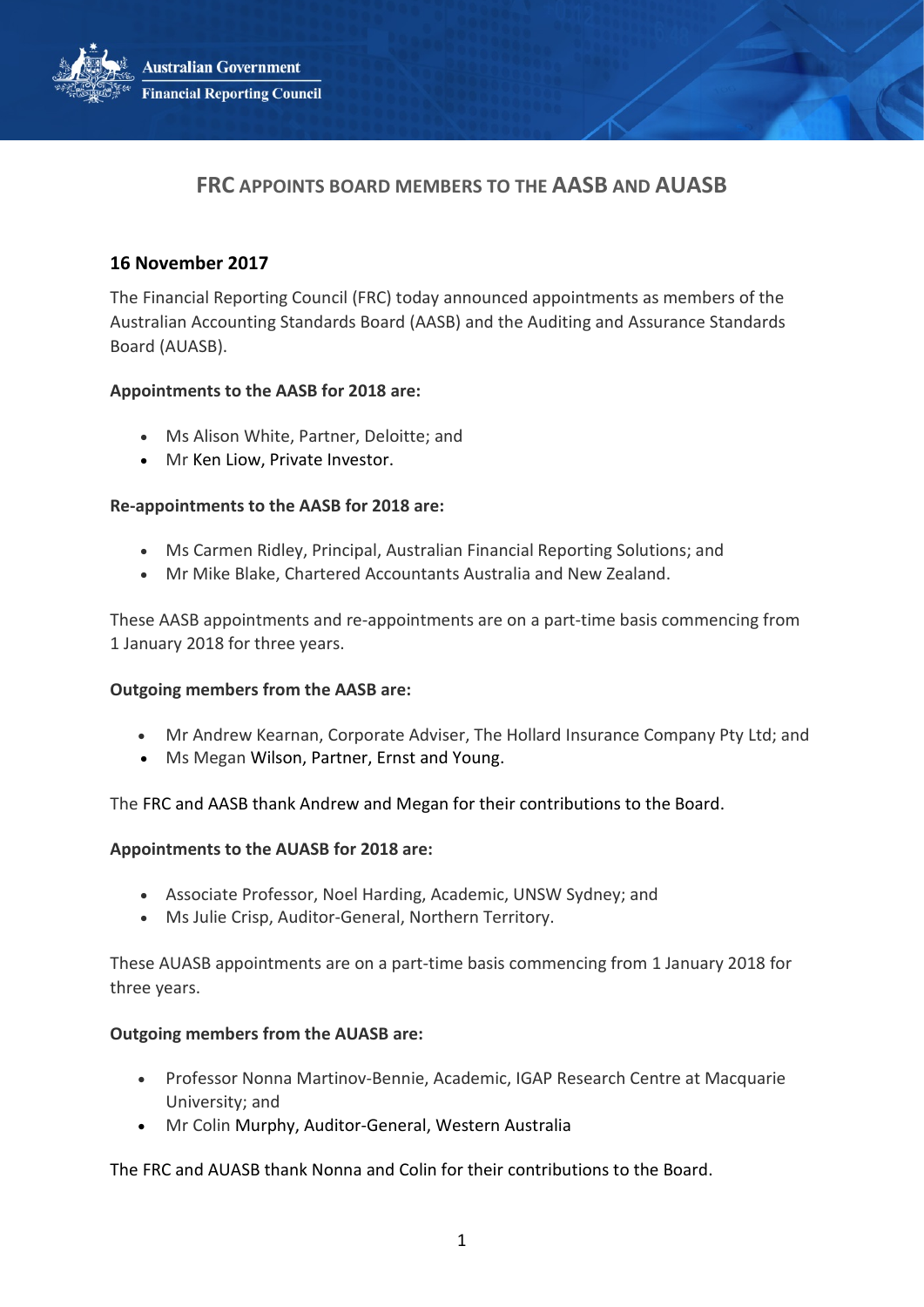Australian Government
Financial Reporting Council

# FRC APPOINTS BOARD MEMBERS TO THE AASB AND AUASB

**16 November 2017**

The Financial Reporting Council (FRC) today announced appointments as members of the Australian Accounting Standards Board (AASB) and the Auditing and Assurance Standards Board (AUASB).

**Appointments to the AASB for 2018 are:**

- Ms Alison White, Partner, Deloitte; and
- Mr Ken Liow, Private Investor.

**Re-appointments to the AASB for 2018 are:**

- Ms Carmen Ridley, Principal, Australian Financial Reporting Solutions; and
- Mr Mike Blake, Chartered Accountants Australia and New Zealand.

These AASB appointments and re-appointments are on a part-time basis commencing from 1 January 2018 for three years.

**Outgoing members from the AASB are:**

- Mr Andrew Kearnan, Corporate Adviser, The Hollard Insurance Company Pty Ltd; and
- Ms Megan Wilson, Partner, Ernst and Young.

The FRC and AASB thank Andrew and Megan for their contributions to the Board.

**Appointments to the AUASB for 2018 are:**

- Associate Professor, Noel Harding, Academic, UNSW Sydney; and
- Ms Julie Crisp, Auditor-General, Northern Territory.

These AUASB appointments are on a part-time basis commencing from 1 January 2018 for three years.

**Outgoing members from the AUASB are:**

- Professor Nonna Martinov-Bennie, Academic, IGAP Research Centre at Macquarie University; and
- Mr Colin Murphy, Auditor-General, Western Australia

The FRC and AUASB thank Nonna and Colin for their contributions to the Board.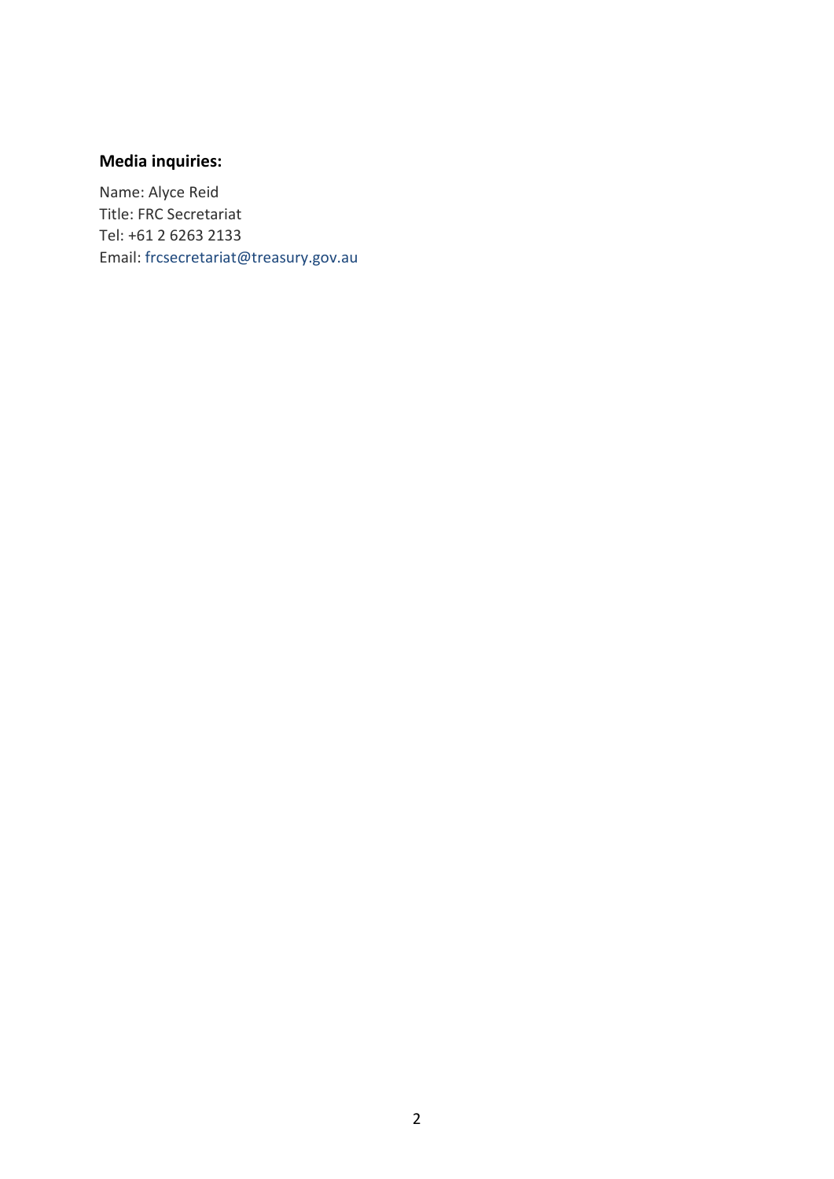**Media inquiries:**

Name: Alyce Reid
Title: FRC Secretariat
Tel: +61 2 6263 2133
Email: frcsecretariat@treasury.gov.au